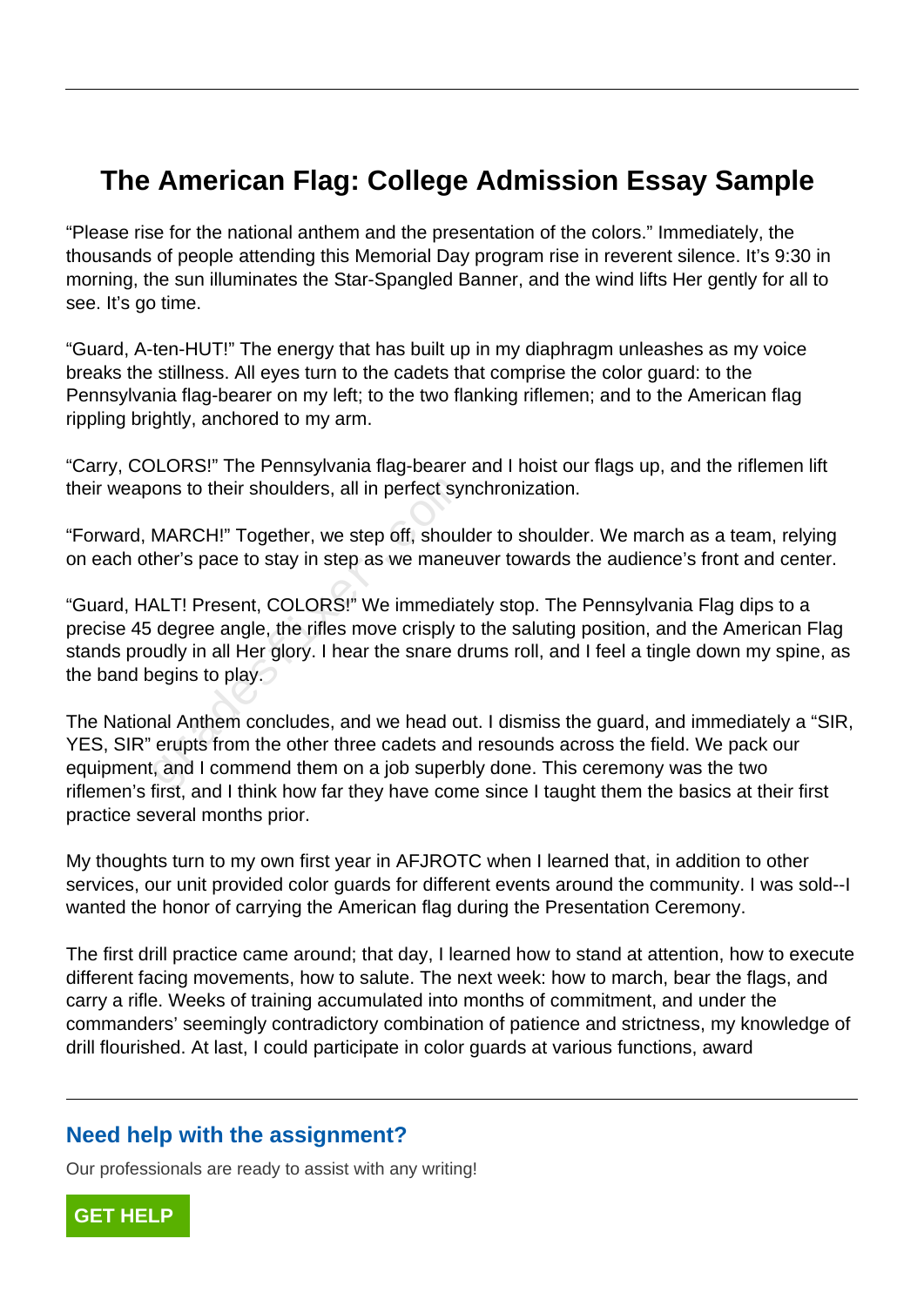# The American Flag: College Admission Essay Sample

“Please rise for the national anthem and the presentation of the colors.” Immediately, the thousands of people attending this Memorial Day program rise in reverent silence. It’s 9:30 in morning, the sun illuminates the Star-Spangled Banner, and the wind lifts Her gently for all to see. It’s go time.

“Guard, A-ten-HUT!” The energy that has built up in my diaphragm unleashes as my voice breaks the stillness. All eyes turn to the cadets that comprise the color guard: to the Pennsylvania flag-bearer on my left; to the two flanking riflemen; and to the American flag rippling brightly, anchored to my arm.

“Carry, COLORS!” The Pennsylvania flag-bearer and I hoist our flags up, and the riflemen lift their weapons to their shoulders, all in perfect synchronization.

“Forward, MARCH!” Together, we step off, shoulder to shoulder. We march as a team, relying on each other’s pace to stay in step as we maneuver towards the audience’s front and center.

“Guard, HALT! Present, COLORS!” We immediately stop. The Pennsylvania Flag dips to a precise 45 degree angle, the rifles move crisply to the saluting position, and the American Flag stands proudly in all Her glory. I hear the snare drums roll, and I feel a tingle down my spine, as the band begins to play.

The National Anthem concludes, and we head out. I dismiss the guard, and immediately a “SIR, YES, SIR” erupts from the other three cadets and resounds across the field. We pack our equipment, and I commend them on a job superbly done. This ceremony was the two riflemen’s first, and I think how far they have come since I taught them the basics at their first practice several months prior.

My thoughts turn to my own first year in AFJROTC when I learned that, in addition to other services, our unit provided color guards for different events around the community. I was sold--I wanted the honor of carrying the American flag during the Presentation Ceremony.

The first drill practice came around; that day, I learned how to stand at attention, how to execute different facing movements, how to salute. The next week: how to march, bear the flags, and carry a rifle. Weeks of training accumulated into months of commitment, and under the commanders’ seemingly contradictory combination of patience and strictness, my knowledge of drill flourished. At last, I could participate in color guards at various functions, award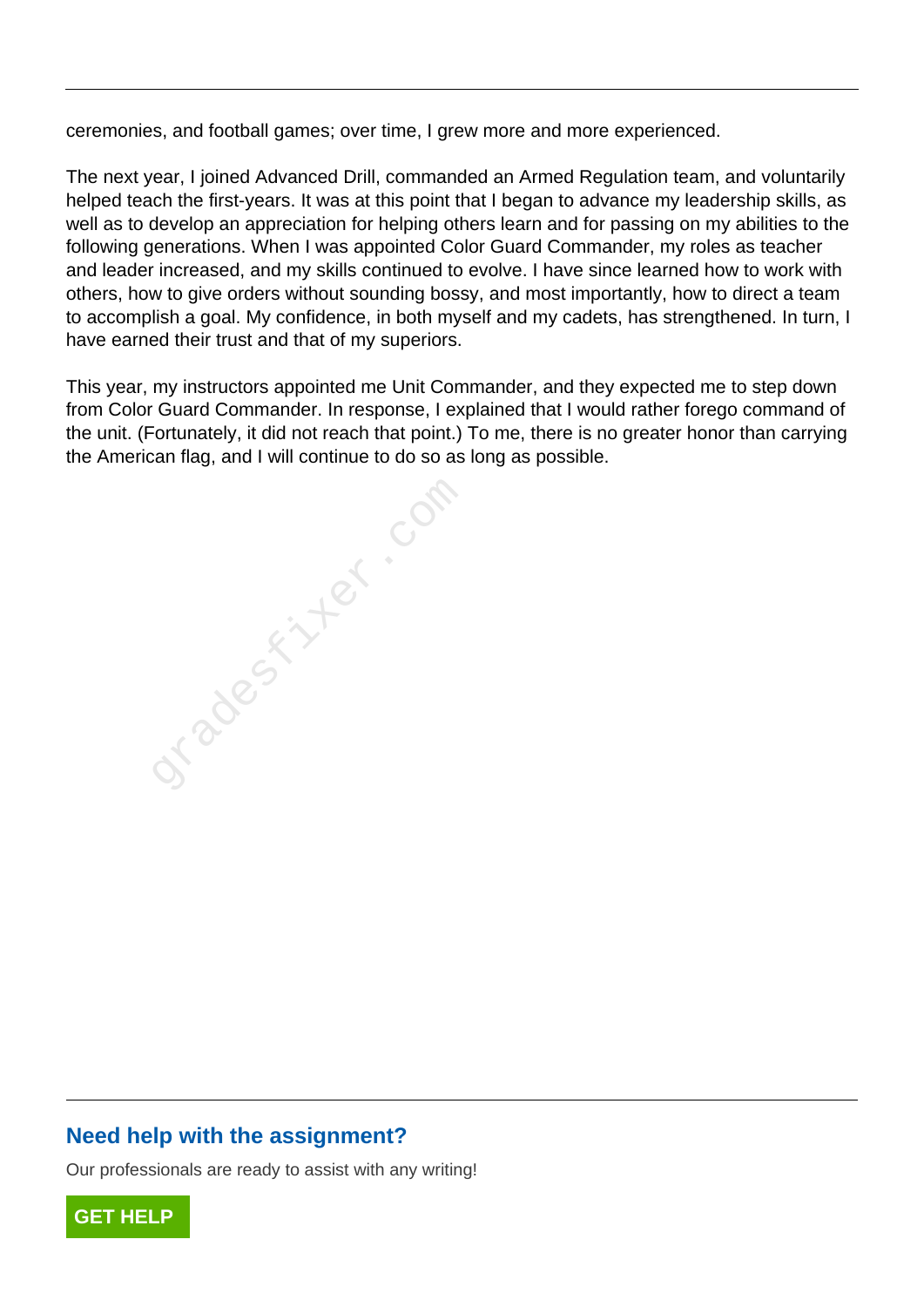ceremonies, and football games; over time, I grew more and more experienced.

The next year, I joined Advanced Drill, commanded an Armed Regulation team, and voluntarily helped teach the first-years. It was at this point that I began to advance my leadership skills, as well as to develop an appreciation for helping others learn and for passing on my abilities to the following generations. When I was appointed Color Guard Commander, my roles as teacher and leader increased, and my skills continued to evolve. I have since learned how to work with others, how to give orders without sounding bossy, and most importantly, how to direct a team to accomplish a goal. My confidence, in both myself and my cadets, has strengthened. In turn, I have earned their trust and that of my superiors.

This year, my instructors appointed me Unit Commander, and they expected me to step down from Color Guard Commander. In response, I explained that I would rather forego command of the unit. (Fortunately, it did not reach that point.) To me, there is no greater honor than carrying the American flag, and I will continue to do so as long as possible.

## Need help with the assignment?

Our professionals are ready to assist with any writing!

GET HELP